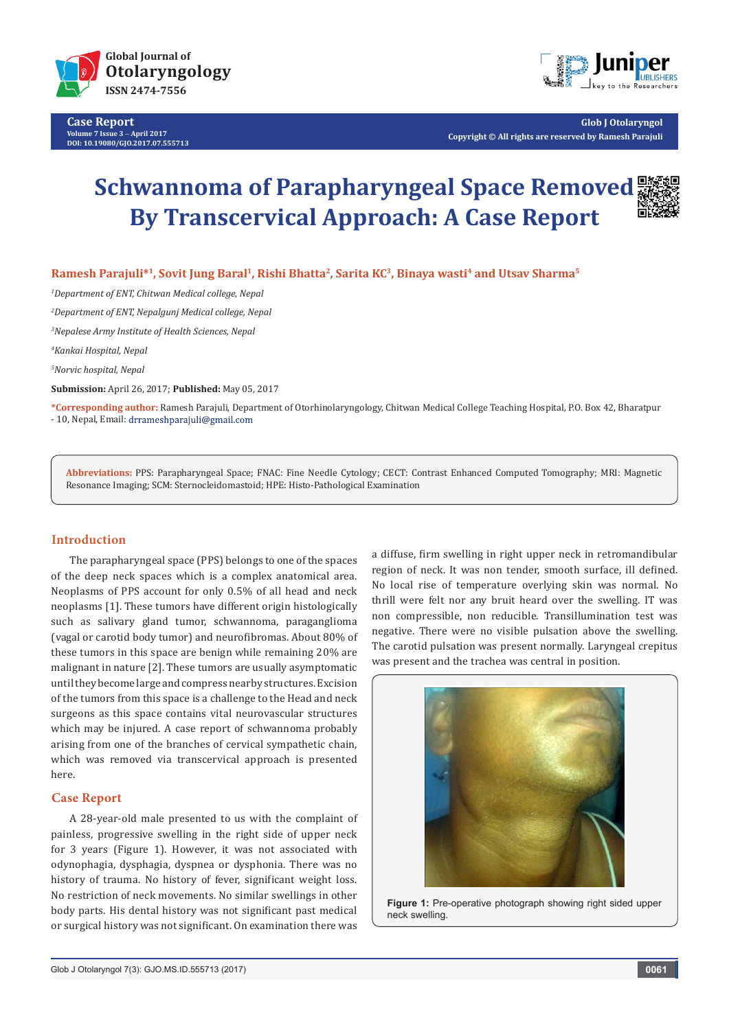**Case Report**
Volume 7 Issue 3 – April 2017
DOI: 10.19080/GJO.2017.07.555713

Copyright © All rights are reserved by Ramesh Parajuli

# Schwannoma of Parapharyngeal Space Removed By Transcervical Approach: A Case Report

**Ramesh Parajuli*[1], Sovit Jung Baral[1], Rishi Bhatta[2], Sarita KC[3], Binaya wasti[4] and Utsav Sharma[5]**

*[1]Department of ENT, Chitwan Medical college, Nepal*

*[2]Department of ENT, Nepalgunj Medical college, Nepal*

*[3]Nepalese Army Institute of Health Sciences, Nepal*

*[4]Kankai Hospital, Nepal*

*[5]Norvic hospital, Nepal*

**Submission:** April 26, 2017; **Published:** May 05, 2017

***Corresponding author:** Ramesh Parajuli, Department of Otorhinolaryngology, Chitwan Medical College Teaching Hospital, P.O. Box 42, Bharatpur - 10, Nepal, Email: drrameshparajuli@gmail.com

**Abbreviations:** PPS: Parapharyngeal Space; FNAC: Fine Needle Cytology; CECT: Contrast Enhanced Computed Tomography; MRI: Magnetic Resonance Imaging; SCM: Sternocleidomastoid; HPE: Histo-Pathological Examination

## Introduction

The parapharyngeal space (PPS) belongs to one of the spaces of the deep neck spaces which is a complex anatomical area. Neoplasms of PPS account for only 0.5% of all head and neck neoplasms [1]. These tumors have different origin histologically such as salivary gland tumor, schwannoma, paraganglioma (vagal or carotid body tumor) and neurofibromas. About 80% of these tumors in this space are benign while remaining 20% are malignant in nature [2]. These tumors are usually asymptomatic until they become large and compress nearby structures. Excision of the tumors from this space is a challenge to the Head and neck surgeons as this space contains vital neurovascular structures which may be injured. A case report of schwannoma probably arising from one of the branches of cervical sympathetic chain, which was removed via transcervical approach is presented here.

## Case Report

A 28-year-old male presented to us with the complaint of painless, progressive swelling in the right side of upper neck for 3 years (Figure 1). However, it was not associated with odynophagia, dysphagia, dyspnea or dysphonia. There was no history of trauma. No history of fever, significant weight loss. No restriction of neck movements. No similar swellings in other body parts. His dental history was not significant past medical or surgical history was not significant. On examination there was a diffuse, firm swelling in right upper neck in retromandibular region of neck. It was non tender, smooth surface, ill defined. No local rise of temperature overlying skin was normal. No thrill were felt nor any bruit heard over the swelling. IT was non compressible, non reducible. Transillumination test was negative. There were no visible pulsation above the swelling. The carotid pulsation was present normally. Laryngeal crepitus was present and the trachea was central in position.

**Figure 1:** Pre-operative photograph showing right sided upper neck swelling.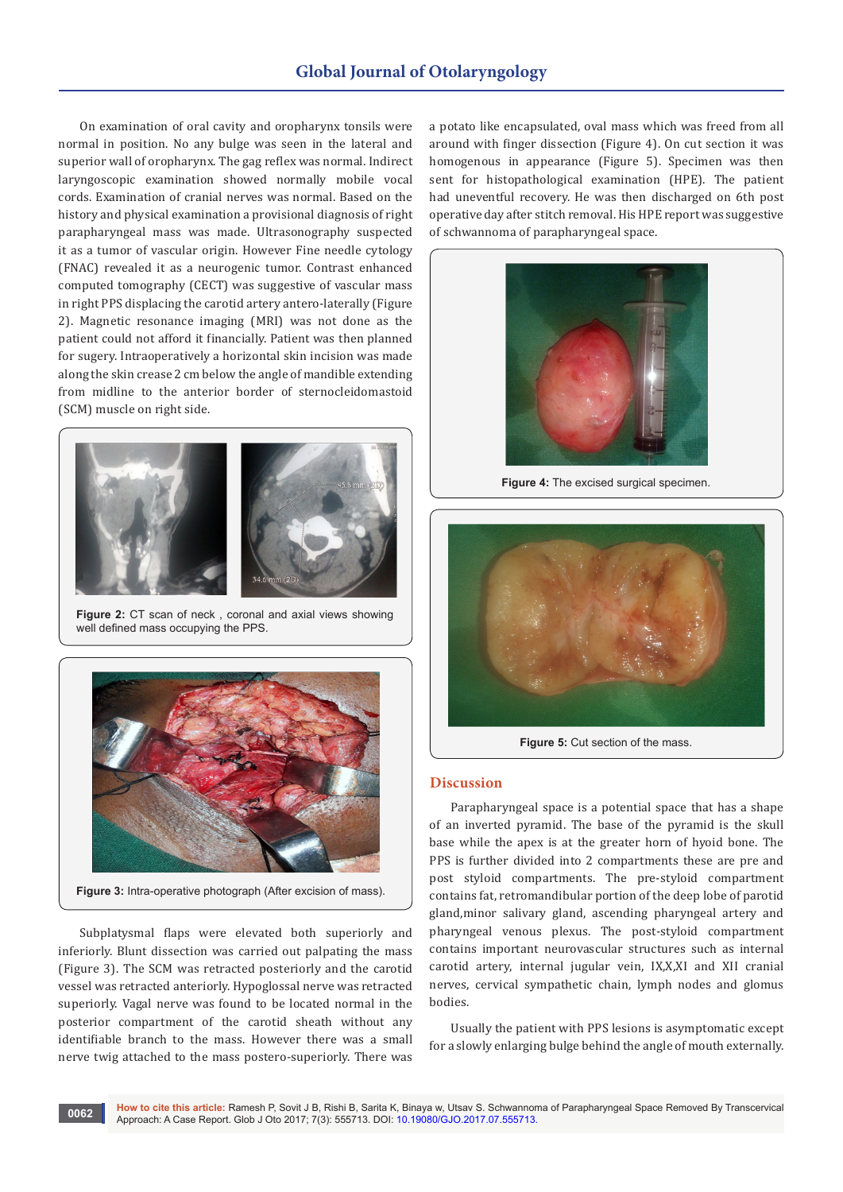On examination of oral cavity and oropharynx tonsils were normal in position. No any bulge was seen in the lateral and superior wall of oropharynx. The gag reflex was normal. Indirect laryngoscopic examination showed normally mobile vocal cords. Examination of cranial nerves was normal. Based on the history and physical examination a provisional diagnosis of right parapharyngeal mass was made. Ultrasonography suspected it as a tumor of vascular origin. However Fine needle cytology (FNAC) revealed it as a neurogenic tumor. Contrast enhanced computed tomography (CECT) was suggestive of vascular mass in right PPS displacing the carotid artery antero-laterally (Figure 2). Magnetic resonance imaging (MRI) was not done as the patient could not afford it financially. Patient was then planned for sugery. Intraoperatively a horizontal skin incision was made along the skin crease 2 cm below the angle of mandible extending from midline to the anterior border of sternocleidomastoid (SCM) muscle on right side.

**Figure 2:** CT scan of neck , coronal and axial views showing well defined mass occupying the PPS.

**Figure 3:** Intra-operative photograph (After excision of mass).

Subplatysmal flaps were elevated both superiorly and inferiorly. Blunt dissection was carried out palpating the mass (Figure 3). The SCM was retracted posteriorly and the carotid vessel was retracted anteriorly. Hypoglossal nerve was retracted superiorly. Vagal nerve was found to be located normal in the posterior compartment of the carotid sheath without any identifiable branch to the mass. However there was a small nerve twig attached to the mass postero-superiorly. There was a potato like encapsulated, oval mass which was freed from all around with finger dissection (Figure 4). On cut section it was homogenous in appearance (Figure 5). Specimen was then sent for histopathological examination (HPE). The patient had uneventful recovery. He was then discharged on 6th post operative day after stitch removal. His HPE report was suggestive of schwannoma of parapharyngeal space.

**Figure 4:** The excised surgical specimen.

**Figure 5:** Cut section of the mass.

## Discussion

Parapharyngeal space is a potential space that has a shape of an inverted pyramid. The base of the pyramid is the skull base while the apex is at the greater horn of hyoid bone. The PPS is further divided into 2 compartments these are pre and post styloid compartments. The pre-styloid compartment contains fat, retromandibular portion of the deep lobe of parotid gland,minor salivary gland, ascending pharyngeal artery and pharyngeal venous plexus. The post-styloid compartment contains important neurovascular structures such as internal carotid artery, internal jugular vein, IX,X,XI and XII cranial nerves, cervical sympathetic chain, lymph nodes and glomus bodies.

Usually the patient with PPS lesions is asymptomatic except for a slowly enlarging bulge behind the angle of mouth externally.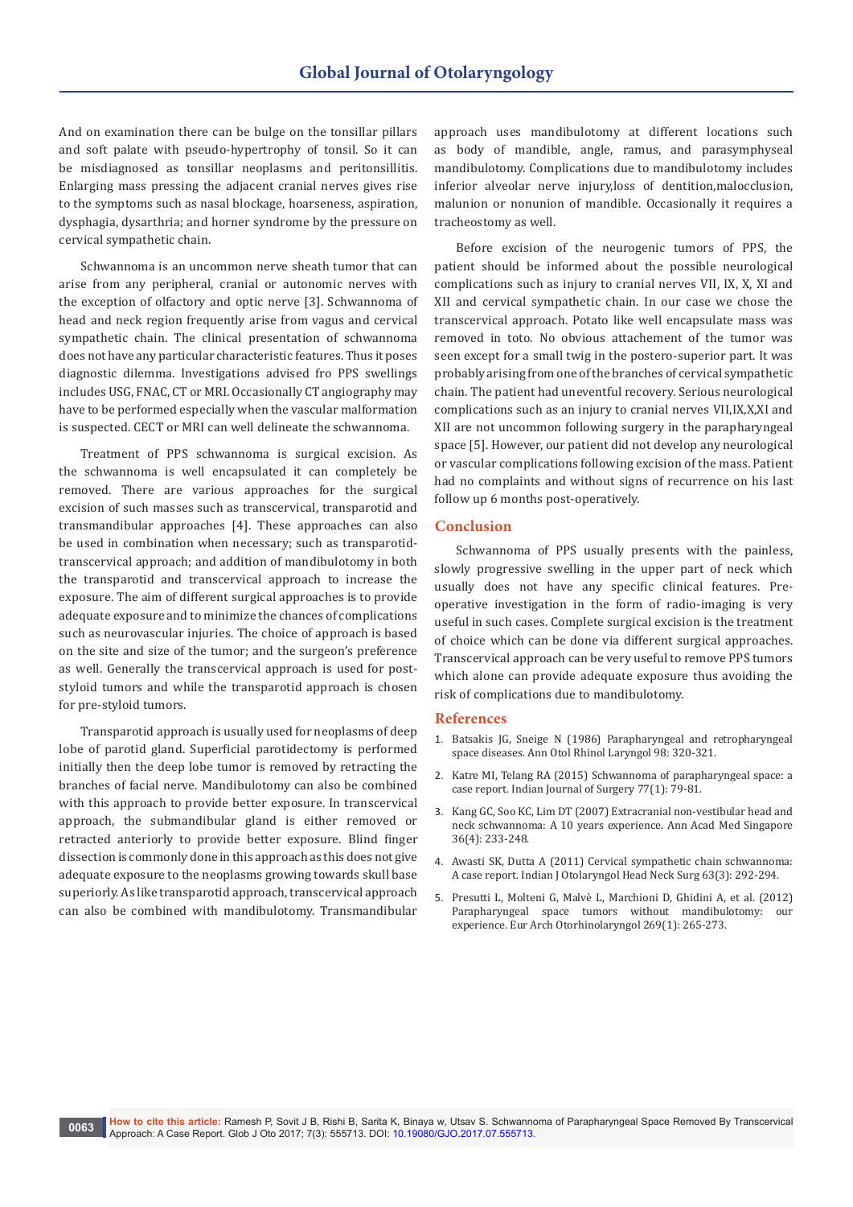And on examination there can be bulge on the tonsillar pillars and soft palate with pseudo-hypertrophy of tonsil. So it can be misdiagnosed as tonsillar neoplasms and peritonsillitis. Enlarging mass pressing the adjacent cranial nerves gives rise to the symptoms such as nasal blockage, hoarseness, aspiration, dysphagia, dysarthria; and horner syndrome by the pressure on cervical sympathetic chain.

Schwannoma is an uncommon nerve sheath tumor that can arise from any peripheral, cranial or autonomic nerves with the exception of olfactory and optic nerve [3]. Schwannoma of head and neck region frequently arise from vagus and cervical sympathetic chain. The clinical presentation of schwannoma does not have any particular characteristic features. Thus it poses diagnostic dilemma. Investigations advised fro PPS swellings includes USG, FNAC, CT or MRI. Occasionally CT angiography may have to be performed especially when the vascular malformation is suspected. CECT or MRI can well delineate the schwannoma.

Treatment of PPS schwannoma is surgical excision. As the schwannoma is well encapsulated it can completely be removed. There are various approaches for the surgical excision of such masses such as transcervical, transparotid and transmandibular approaches [4]. These approaches can also be used in combination when necessary; such as transparotid-transcervical approach; and addition of mandibulotomy in both the transparotid and transcervical approach to increase the exposure. The aim of different surgical approaches is to provide adequate exposure and to minimize the chances of complications such as neurovascular injuries. The choice of approach is based on the site and size of the tumor; and the surgeon's preference as well. Generally the transcervical approach is used for post-styloid tumors and while the transparotid approach is chosen for pre-styloid tumors.

Transparotid approach is usually used for neoplasms of deep lobe of parotid gland. Superficial parotidectomy is performed initially then the deep lobe tumor is removed by retracting the branches of facial nerve. Mandibulotomy can also be combined with this approach to provide better exposure. In transcervical approach, the submandibular gland is either removed or retracted anteriorly to provide better exposure. Blind finger dissection is commonly done in this approach as this does not give adequate exposure to the neoplasms growing towards skull base superiorly. As like transparotid approach, transcervical approach can also be combined with mandibulotomy. Transmandibular approach uses mandibulotomy at different locations such as body of mandible, angle, ramus, and parasymphyseal mandibulotomy. Complications due to mandibulotomy includes inferior alveolar nerve injury,loss of dentition,malocclusion, malunion or nonunion of mandible. Occasionally it requires a tracheostomy as well.

Before excision of the neurogenic tumors of PPS, the patient should be informed about the possible neurological complications such as injury to cranial nerves VII, IX, X, XI and XII and cervical sympathetic chain. In our case we chose the transcervical approach. Potato like well encapsulate mass was removed in toto. No obvious attachement of the tumor was seen except for a small twig in the postero-superior part. It was probably arising from one of the branches of cervical sympathetic chain. The patient had uneventful recovery. Serious neurological complications such as an injury to cranial nerves VII,IX,X,XI and XII are not uncommon following surgery in the parapharyngeal space [5]. However, our patient did not develop any neurological or vascular complications following excision of the mass. Patient had no complaints and without signs of recurrence on his last follow up 6 months post-operatively.

## Conclusion

Schwannoma of PPS usually presents with the painless, slowly progressive swelling in the upper part of neck which usually does not have any specific clinical features. Pre-operative investigation in the form of radio-imaging is very useful in such cases. Complete surgical excision is the treatment of choice which can be done via different surgical approaches. Transcervical approach can be very useful to remove PPS tumors which alone can provide adequate exposure thus avoiding the risk of complications due to mandibulotomy.

## References

1. Batsakis JG, Sneige N (1986) Parapharyngeal and retropharyngeal space diseases. Ann Otol Rhinol Laryngol 98: 320-321.
2. Katre MI, Telang RA (2015) Schwannoma of parapharyngeal space: a case report. Indian Journal of Surgery 77(1): 79-81.
3. Kang GC, Soo KC, Lim DT (2007) Extracranial non-vestibular head and neck schwannoma: A 10 years experience. Ann Acad Med Singapore 36(4): 233-248.
4. Awasti SK, Dutta A (2011) Cervical sympathetic chain schwannoma: A case report. Indian J Otolaryngol Head Neck Surg 63(3): 292-294.
5. Presutti L, Molteni G, Malvè L, Marchioni D, Ghidini A, et al. (2012) Parapharyngeal space tumors without mandibulotomy: our experience. Eur Arch Otorhinolaryngol 269(1): 265-273.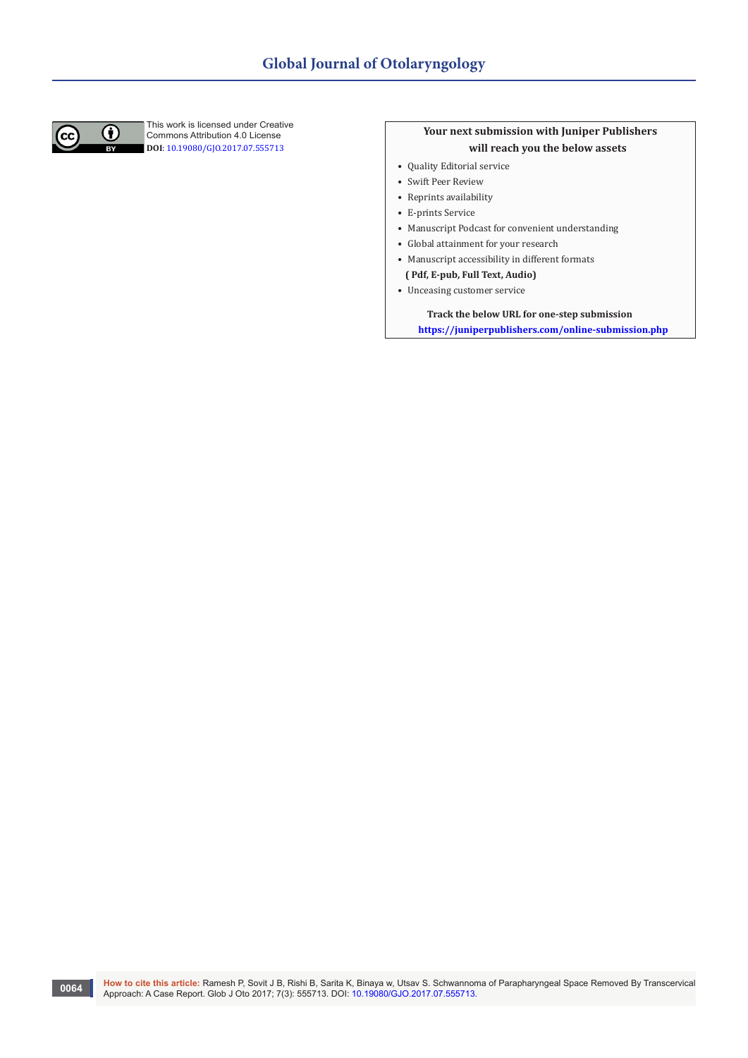This work is licensed under Creative Commons Attribution 4.0 License
**DOI**: 10.19080/GJO.2017.07.555713

**Your next submission with Juniper Publishers will reach you the below assets**

- Quality Editorial service
- Swift Peer Review
- Reprints availability
- E-prints Service
- Manuscript Podcast for convenient understanding
- Global attainment for your research
- Manuscript accessibility in different formats

**( Pdf, E-pub, Full Text, Audio)**

- Unceasing customer service

**Track the below URL for one-step submission**
**https://juniperpublishers.com/online-submission.php**

**How to cite this article:** Ramesh P, Sovit J B, Rishi B, Sarita K, Binaya w, Utsav S. Schwannoma of Parapharyngeal Space Removed By Transcervical Approach: A Case Report. Glob J Oto 2017; 7(3): 555713. DOI: 10.19080/GJO.2017.07.555713.